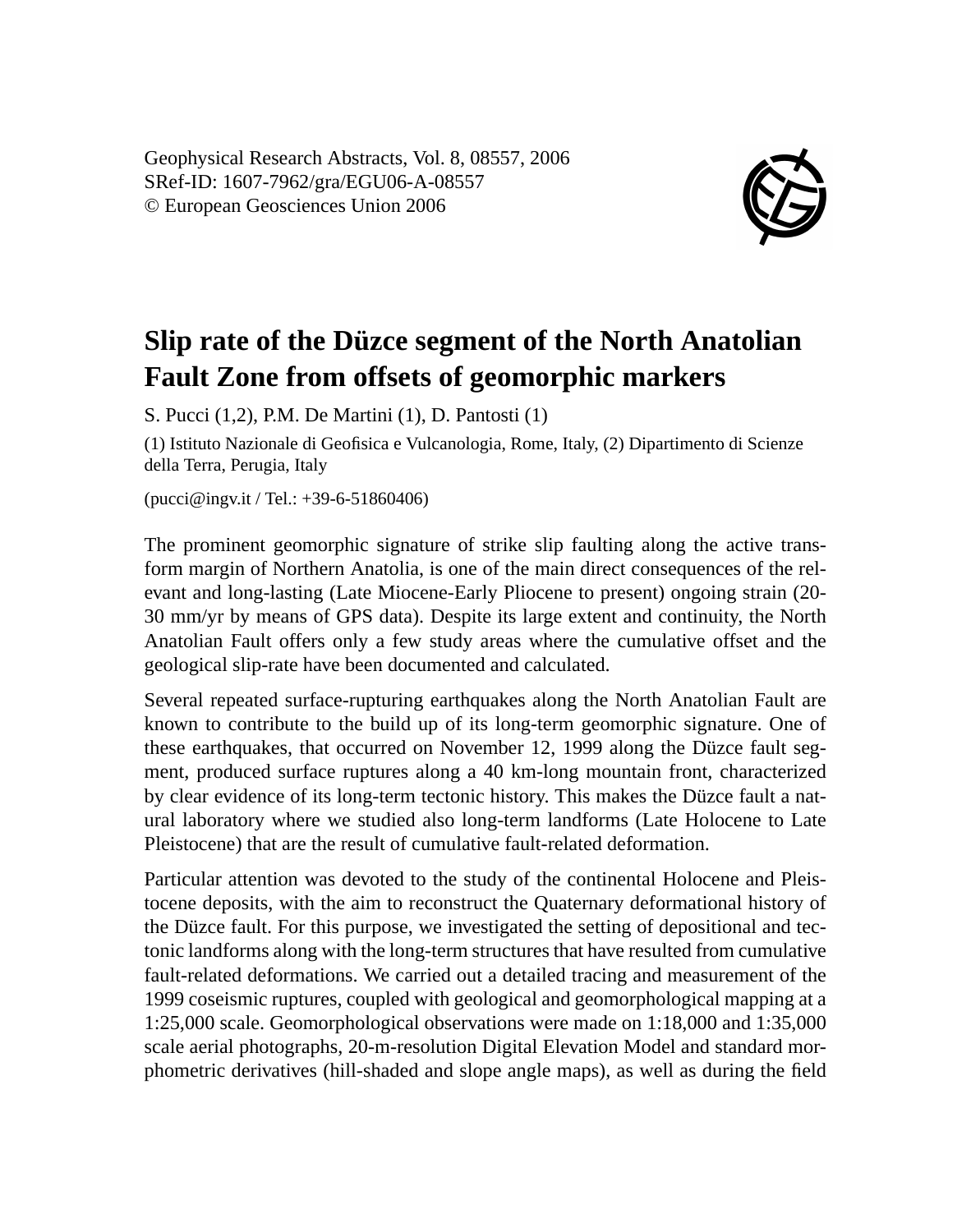Geophysical Research Abstracts, Vol. 8, 08557, 2006
SRef-ID: 1607-7962/gra/EGU06-A-08557
© European Geosciences Union 2006

# Slip rate of the Düzce segment of the North Anatolian Fault Zone from offsets of geomorphic markers

S. Pucci (1,2), P.M. De Martini (1), D. Pantosti (1)

(1) Istituto Nazionale di Geofisica e Vulcanologia, Rome, Italy, (2) Dipartimento di Scienze della Terra, Perugia, Italy

(pucci@ingv.it / Tel.: +39-6-51860406)

The prominent geomorphic signature of strike slip faulting along the active transform margin of Northern Anatolia, is one of the main direct consequences of the relevant and long-lasting (Late Miocene-Early Pliocene to present) ongoing strain (20-30 mm/yr by means of GPS data). Despite its large extent and continuity, the North Anatolian Fault offers only a few study areas where the cumulative offset and the geological slip-rate have been documented and calculated.

Several repeated surface-rupturing earthquakes along the North Anatolian Fault are known to contribute to the build up of its long-term geomorphic signature. One of these earthquakes, that occurred on November 12, 1999 along the Düzce fault segment, produced surface ruptures along a 40 km-long mountain front, characterized by clear evidence of its long-term tectonic history. This makes the Düzce fault a natural laboratory where we studied also long-term landforms (Late Holocene to Late Pleistocene) that are the result of cumulative fault-related deformation.

Particular attention was devoted to the study of the continental Holocene and Pleistocene deposits, with the aim to reconstruct the Quaternary deformational history of the Düzce fault. For this purpose, we investigated the setting of depositional and tectonic landforms along with the long-term structures that have resulted from cumulative fault-related deformations. We carried out a detailed tracing and measurement of the 1999 coseismic ruptures, coupled with geological and geomorphological mapping at a 1:25,000 scale. Geomorphological observations were made on 1:18,000 and 1:35,000 scale aerial photographs, 20-m-resolution Digital Elevation Model and standard morphometric derivatives (hill-shaded and slope angle maps), as well as during the field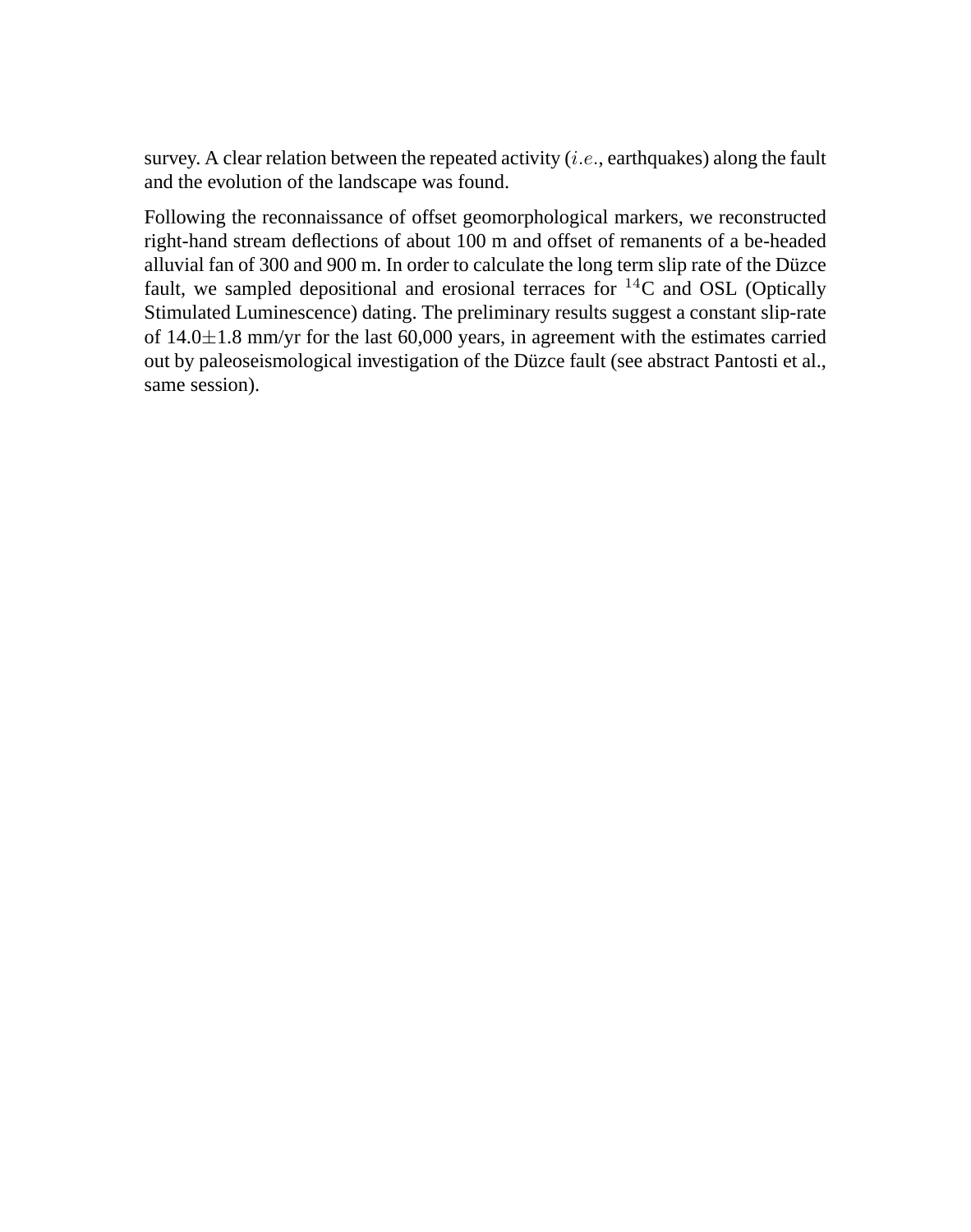survey. A clear relation between the repeated activity (*i.e.*, earthquakes) along the fault and the evolution of the landscape was found.

Following the reconnaissance of offset geomorphological markers, we reconstructed right-hand stream deflections of about 100 m and offset of remanents of a be-headed alluvial fan of 300 and 900 m. In order to calculate the long term slip rate of the Düzce fault, we sampled depositional and erosional terraces for $^{14}$C and OSL (Optically Stimulated Luminescence) dating. The preliminary results suggest a constant slip-rate of $14.0 \pm 1.8$ mm/yr for the last 60,000 years, in agreement with the estimates carried out by paleoseismological investigation of the Düzce fault (see abstract Pantosti et al., same session).